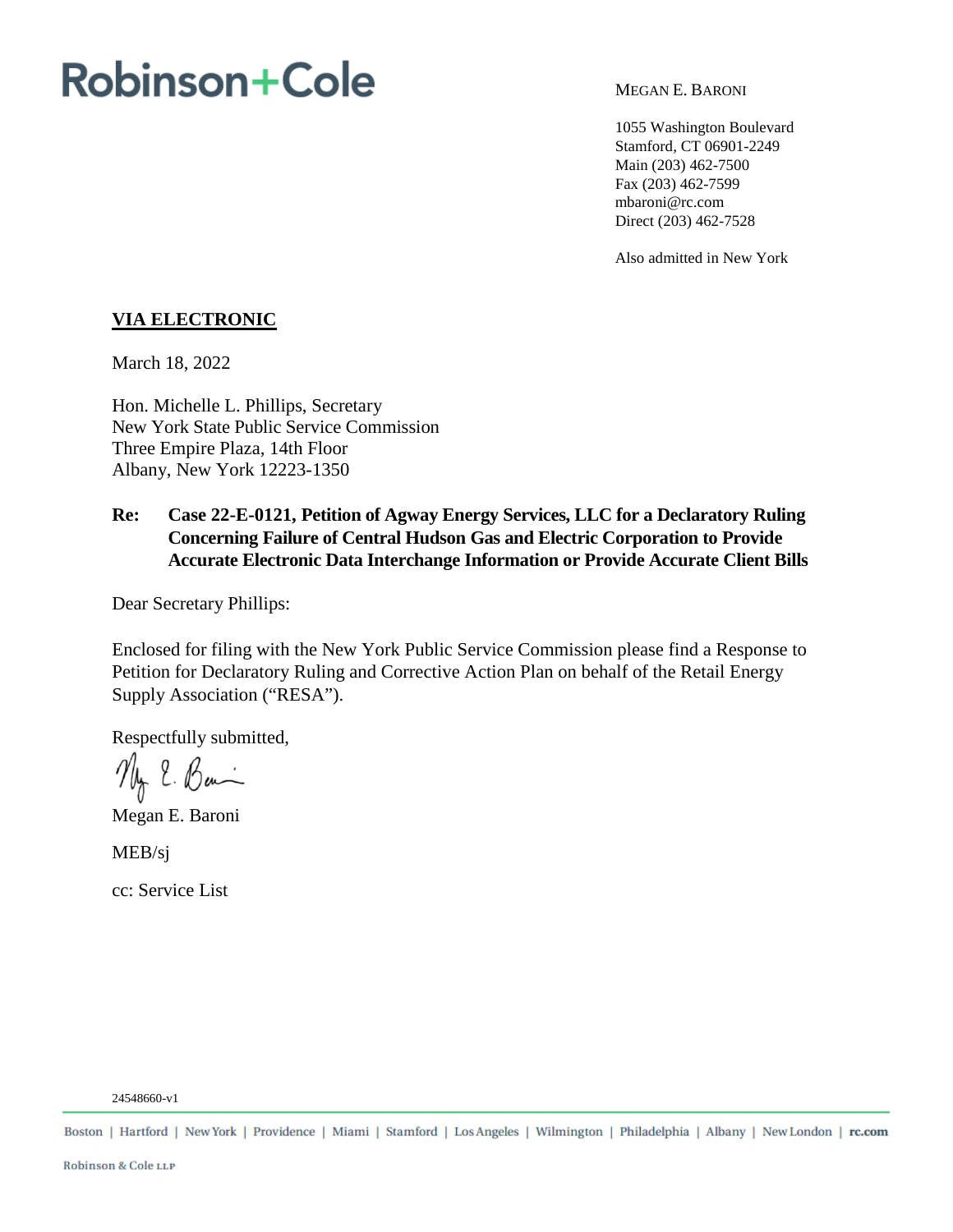# Robinson+Cole

MEGAN E. BARONI

1055 Washington Boulevard
Stamford, CT 06901-2249
Main (203) 462-7500
Fax (203) 462-7599
mbaroni@rc.com
Direct (203) 462-7528

Also admitted in New York

**VIA ELECTRONIC**

March 18, 2022

Hon. Michelle L. Phillips, Secretary
New York State Public Service Commission
Three Empire Plaza, 14th Floor
Albany, New York 12223-1350

**Re: Case 22-E-0121, Petition of Agway Energy Services, LLC for a Declaratory Ruling Concerning Failure of Central Hudson Gas and Electric Corporation to Provide Accurate Electronic Data Interchange Information or Provide Accurate Client Bills**

Dear Secretary Phillips:

Enclosed for filing with the New York Public Service Commission please find a Response to Petition for Declaratory Ruling and Corrective Action Plan on behalf of the Retail Energy Supply Association ("RESA").

Respectfully submitted,

Megan E. Baroni

MEB/sj

cc: Service List

24548660-v1

Boston | Hartford | New York | Providence | Miami | Stamford | Los Angeles | Wilmington | Philadelphia | Albany | New London | rc.com

Robinson & Cole LLP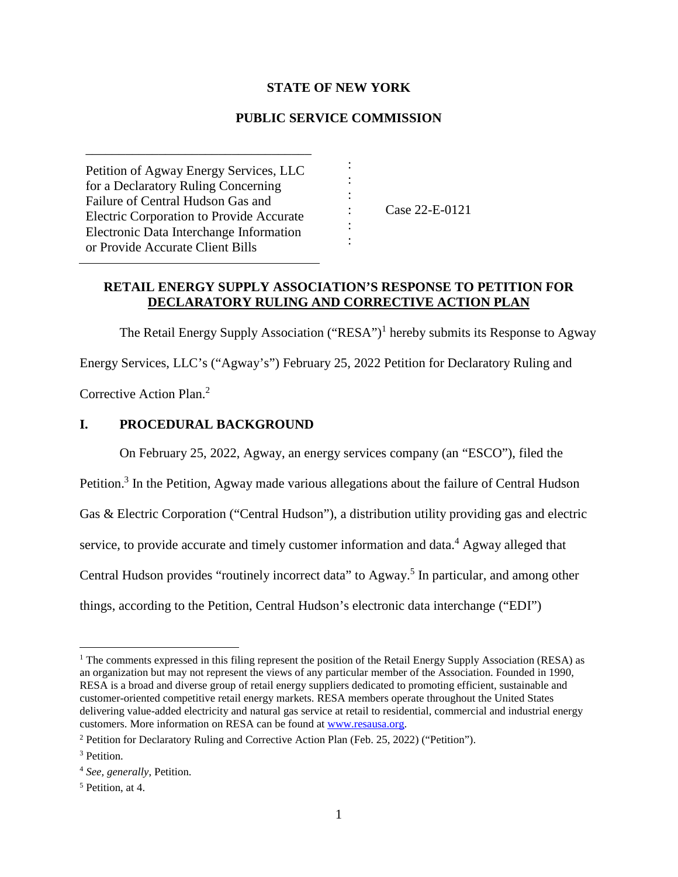**STATE OF NEW YORK**

**PUBLIC SERVICE COMMISSION**

| | | |
|---|---|---|
| Petition of Agway Energy Services, LLC for a Declaratory Ruling Concerning Failure of Central Hudson Gas and Electric Corporation to Provide Accurate Electronic Data Interchange Information or Provide Accurate Client Bills | : : : : : : | Case 22-E-0121 |

**RETAIL ENERGY SUPPLY ASSOCIATION'S RESPONSE TO PETITION FOR DECLARATORY RULING AND CORRECTIVE ACTION PLAN**

The Retail Energy Supply Association ("RESA")[1] hereby submits its Response to Agway Energy Services, LLC's ("Agway's") February 25, 2022 Petition for Declaratory Ruling and Corrective Action Plan.[2]

## I. PROCEDURAL BACKGROUND

On February 25, 2022, Agway, an energy services company (an "ESCO"), filed the Petition.[3] In the Petition, Agway made various allegations about the failure of Central Hudson Gas & Electric Corporation ("Central Hudson"), a distribution utility providing gas and electric service, to provide accurate and timely customer information and data.[4] Agway alleged that Central Hudson provides "routinely incorrect data" to Agway.[5] In particular, and among other things, according to the Petition, Central Hudson's electronic data interchange ("EDI")

---

[1] The comments expressed in this filing represent the position of the Retail Energy Supply Association (RESA) as an organization but may not represent the views of any particular member of the Association. Founded in 1990, RESA is a broad and diverse group of retail energy suppliers dedicated to promoting efficient, sustainable and customer-oriented competitive retail energy markets. RESA members operate throughout the United States delivering value-added electricity and natural gas service at retail to residential, commercial and industrial energy customers. More information on RESA can be found at www.resausa.org.

[2] Petition for Declaratory Ruling and Corrective Action Plan (Feb. 25, 2022) ("Petition").

[3] Petition.

[4] *See, generally*, Petition.

[5] Petition, at 4.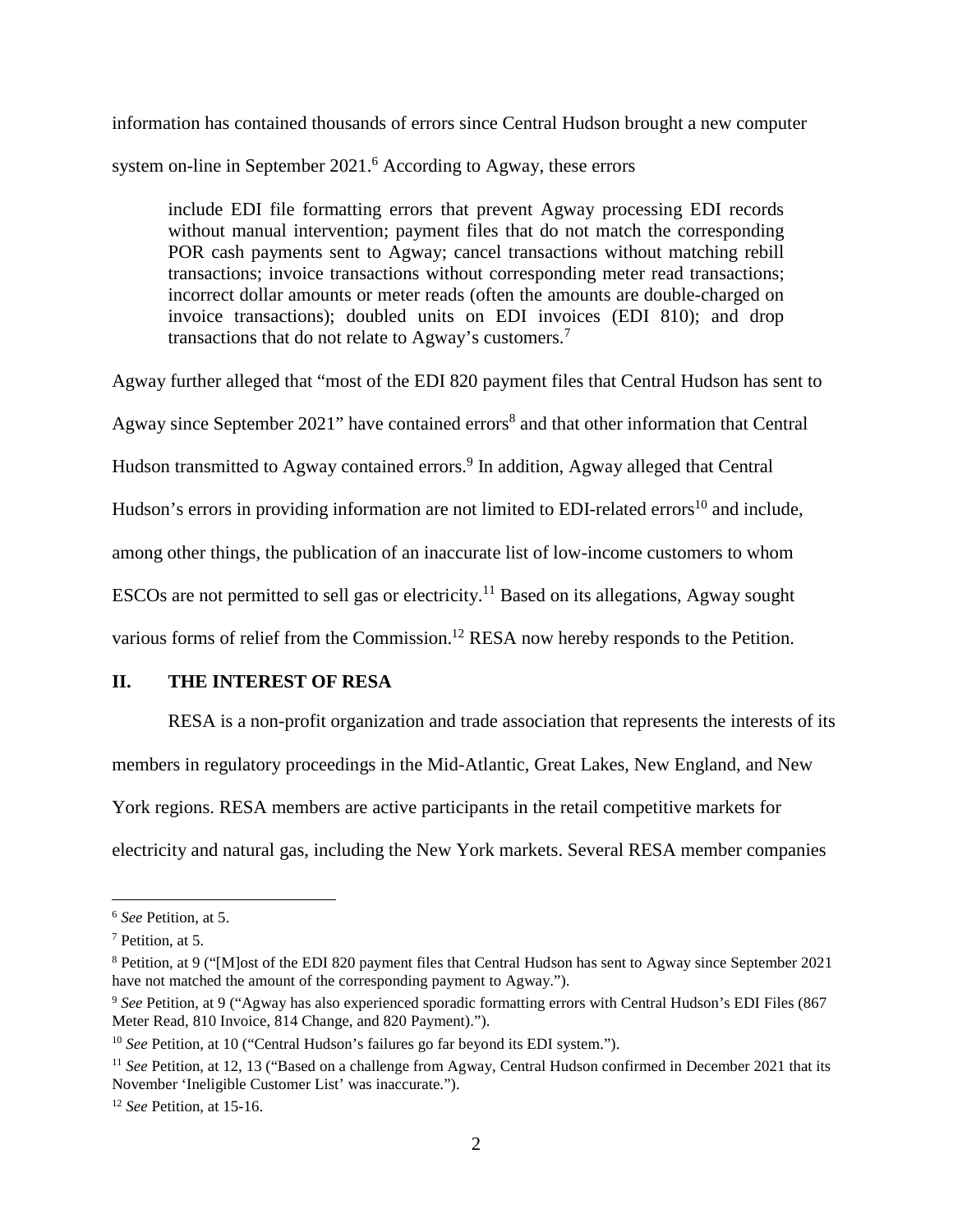information has contained thousands of errors since Central Hudson brought a new computer system on-line in September 2021.[6] According to Agway, these errors

> include EDI file formatting errors that prevent Agway processing EDI records without manual intervention; payment files that do not match the corresponding POR cash payments sent to Agway; cancel transactions without matching rebill transactions; invoice transactions without corresponding meter read transactions; incorrect dollar amounts or meter reads (often the amounts are double-charged on invoice transactions); doubled units on EDI invoices (EDI 810); and drop transactions that do not relate to Agway's customers.[7]

Agway further alleged that "most of the EDI 820 payment files that Central Hudson has sent to Agway since September 2021" have contained errors[8] and that other information that Central Hudson transmitted to Agway contained errors.[9] In addition, Agway alleged that Central Hudson's errors in providing information are not limited to EDI-related errors[10] and include, among other things, the publication of an inaccurate list of low-income customers to whom ESCOs are not permitted to sell gas or electricity.[11] Based on its allegations, Agway sought various forms of relief from the Commission.[12] RESA now hereby responds to the Petition.

## II. THE INTEREST OF RESA

RESA is a non-profit organization and trade association that represents the interests of its members in regulatory proceedings in the Mid-Atlantic, Great Lakes, New England, and New York regions. RESA members are active participants in the retail competitive markets for electricity and natural gas, including the New York markets. Several RESA member companies

---

[6] *See* Petition, at 5.

[7] Petition, at 5.

[8] Petition, at 9 ("[M]ost of the EDI 820 payment files that Central Hudson has sent to Agway since September 2021 have not matched the amount of the corresponding payment to Agway.").

[9] *See* Petition, at 9 ("Agway has also experienced sporadic formatting errors with Central Hudson's EDI Files (867 Meter Read, 810 Invoice, 814 Change, and 820 Payment).").

[10] *See* Petition, at 10 ("Central Hudson's failures go far beyond its EDI system.").

[11] *See* Petition, at 12, 13 ("Based on a challenge from Agway, Central Hudson confirmed in December 2021 that its November 'Ineligible Customer List' was inaccurate.").

[12] *See* Petition, at 15-16.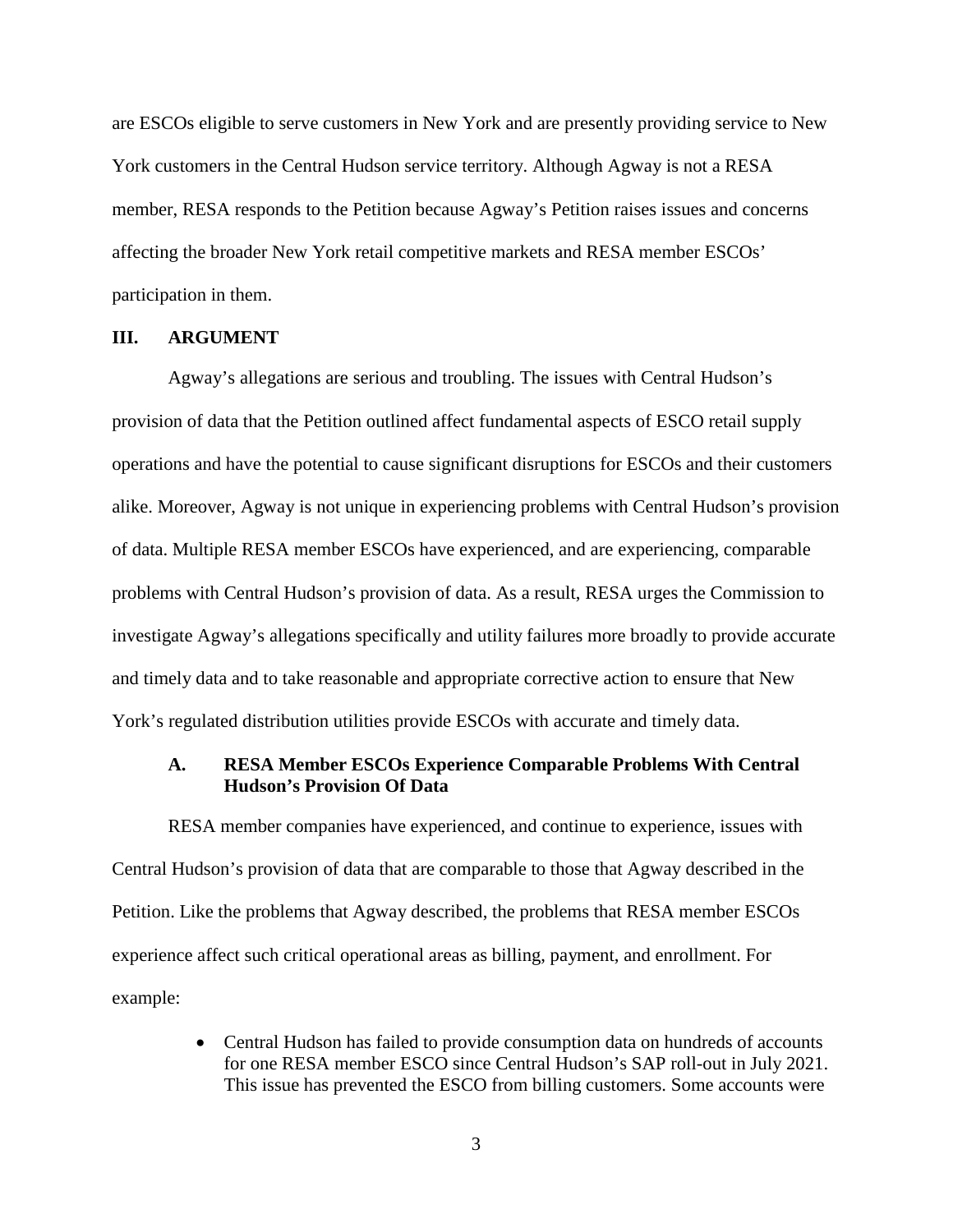are ESCOs eligible to serve customers in New York and are presently providing service to New York customers in the Central Hudson service territory. Although Agway is not a RESA member, RESA responds to the Petition because Agway's Petition raises issues and concerns affecting the broader New York retail competitive markets and RESA member ESCOs' participation in them.

## III. ARGUMENT

Agway's allegations are serious and troubling. The issues with Central Hudson's provision of data that the Petition outlined affect fundamental aspects of ESCO retail supply operations and have the potential to cause significant disruptions for ESCOs and their customers alike. Moreover, Agway is not unique in experiencing problems with Central Hudson's provision of data. Multiple RESA member ESCOs have experienced, and are experiencing, comparable problems with Central Hudson's provision of data. As a result, RESA urges the Commission to investigate Agway's allegations specifically and utility failures more broadly to provide accurate and timely data and to take reasonable and appropriate corrective action to ensure that New York's regulated distribution utilities provide ESCOs with accurate and timely data.

### A. RESA Member ESCOs Experience Comparable Problems With Central Hudson's Provision Of Data

RESA member companies have experienced, and continue to experience, issues with Central Hudson's provision of data that are comparable to those that Agway described in the Petition. Like the problems that Agway described, the problems that RESA member ESCOs experience affect such critical operational areas as billing, payment, and enrollment. For example:

- Central Hudson has failed to provide consumption data on hundreds of accounts for one RESA member ESCO since Central Hudson's SAP roll-out in July 2021. This issue has prevented the ESCO from billing customers. Some accounts were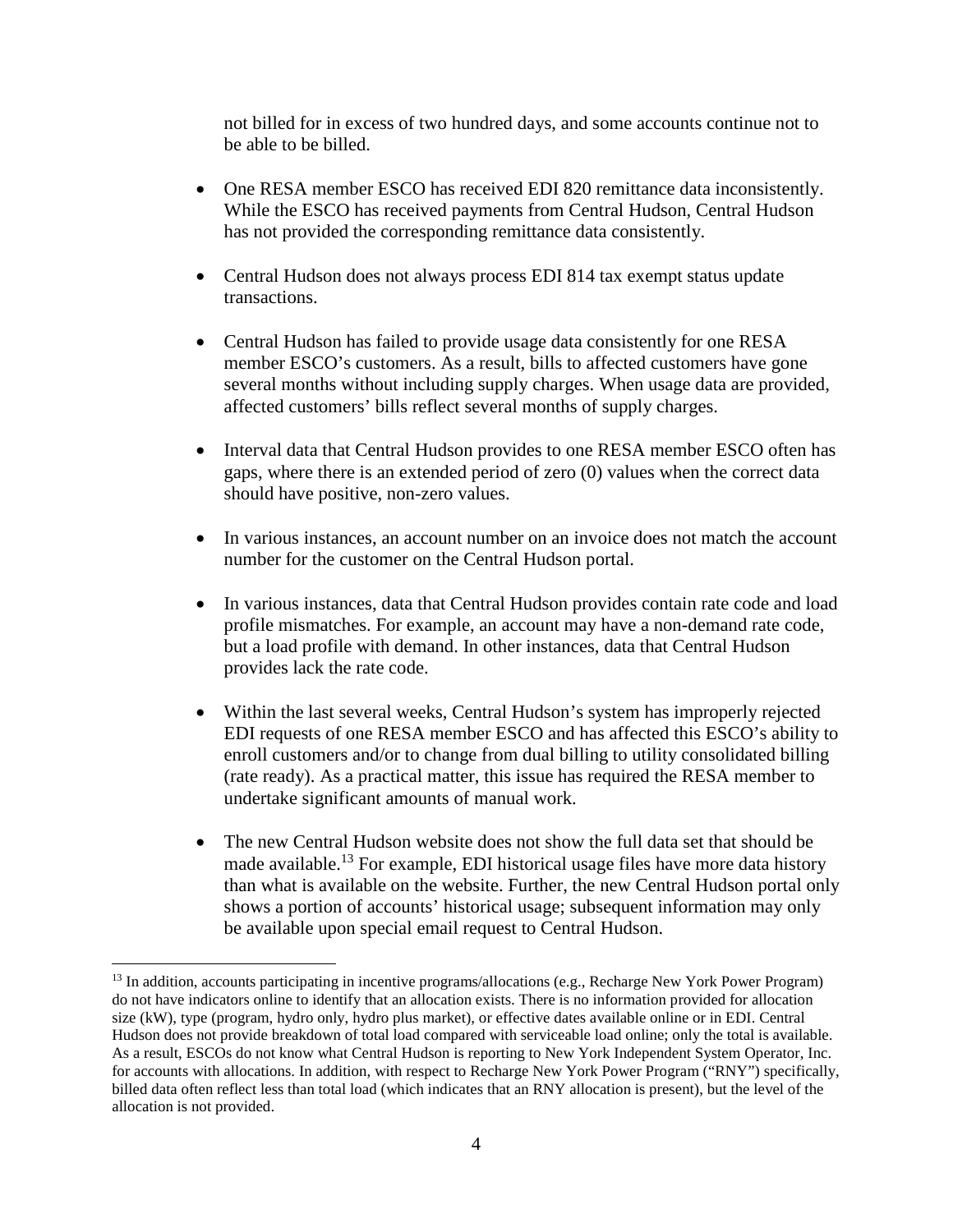not billed for in excess of two hundred days, and some accounts continue not to be able to be billed.

- One RESA member ESCO has received EDI 820 remittance data inconsistently. While the ESCO has received payments from Central Hudson, Central Hudson has not provided the corresponding remittance data consistently.

- Central Hudson does not always process EDI 814 tax exempt status update transactions.

- Central Hudson has failed to provide usage data consistently for one RESA member ESCO's customers. As a result, bills to affected customers have gone several months without including supply charges. When usage data are provided, affected customers' bills reflect several months of supply charges.

- Interval data that Central Hudson provides to one RESA member ESCO often has gaps, where there is an extended period of zero (0) values when the correct data should have positive, non-zero values.

- In various instances, an account number on an invoice does not match the account number for the customer on the Central Hudson portal.

- In various instances, data that Central Hudson provides contain rate code and load profile mismatches. For example, an account may have a non-demand rate code, but a load profile with demand. In other instances, data that Central Hudson provides lack the rate code.

- Within the last several weeks, Central Hudson's system has improperly rejected EDI requests of one RESA member ESCO and has affected this ESCO's ability to enroll customers and/or to change from dual billing to utility consolidated billing (rate ready). As a practical matter, this issue has required the RESA member to undertake significant amounts of manual work.

- The new Central Hudson website does not show the full data set that should be made available.[13] For example, EDI historical usage files have more data history than what is available on the website. Further, the new Central Hudson portal only shows a portion of accounts' historical usage; subsequent information may only be available upon special email request to Central Hudson.

---

[13] In addition, accounts participating in incentive programs/allocations (e.g., Recharge New York Power Program) do not have indicators online to identify that an allocation exists. There is no information provided for allocation size (kW), type (program, hydro only, hydro plus market), or effective dates available online or in EDI. Central Hudson does not provide breakdown of total load compared with serviceable load online; only the total is available. As a result, ESCOs do not know what Central Hudson is reporting to New York Independent System Operator, Inc. for accounts with allocations. In addition, with respect to Recharge New York Power Program ("RNY") specifically, billed data often reflect less than total load (which indicates that an RNY allocation is present), but the level of the allocation is not provided.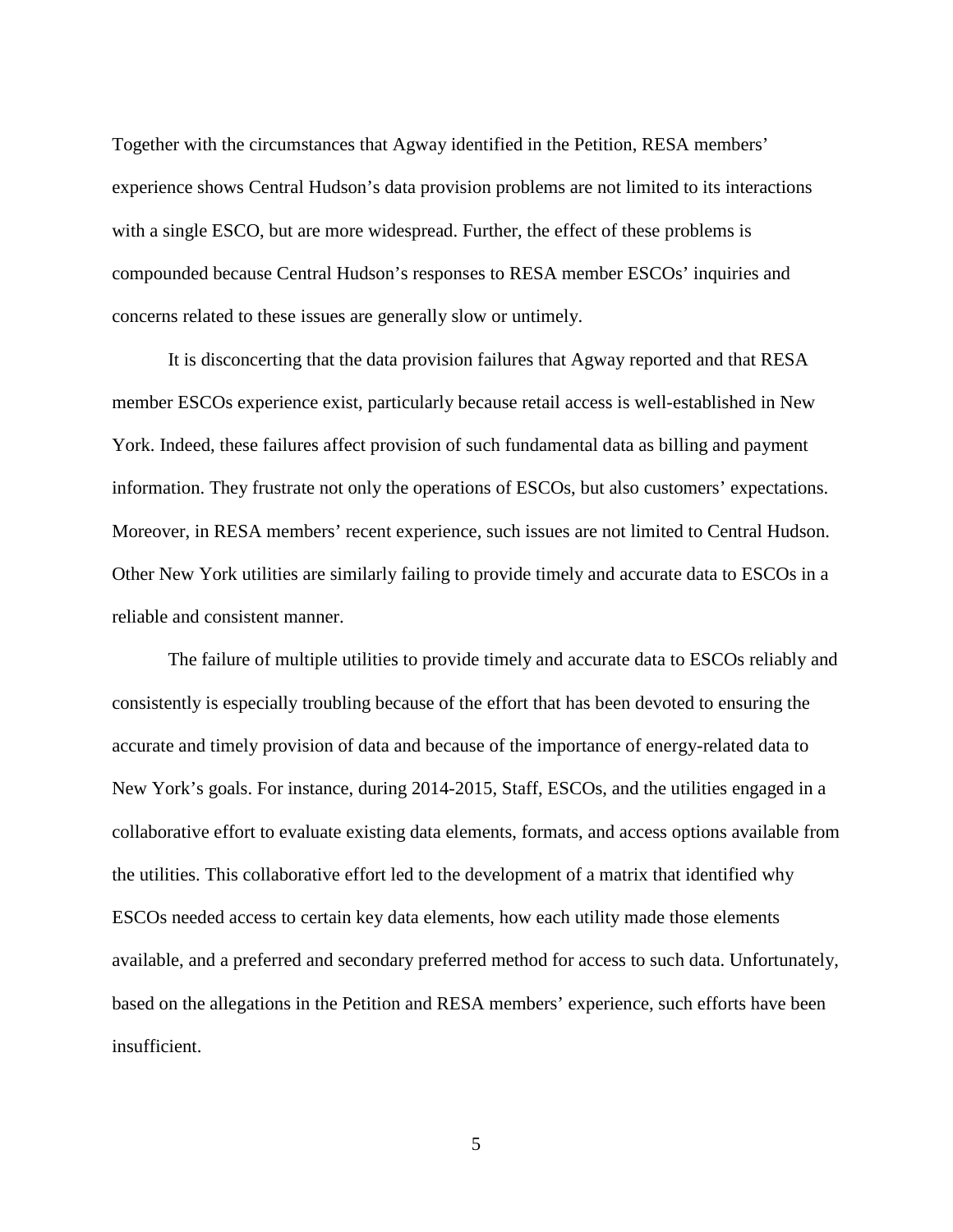Together with the circumstances that Agway identified in the Petition, RESA members' experience shows Central Hudson's data provision problems are not limited to its interactions with a single ESCO, but are more widespread. Further, the effect of these problems is compounded because Central Hudson's responses to RESA member ESCOs' inquiries and concerns related to these issues are generally slow or untimely.

It is disconcerting that the data provision failures that Agway reported and that RESA member ESCOs experience exist, particularly because retail access is well-established in New York. Indeed, these failures affect provision of such fundamental data as billing and payment information. They frustrate not only the operations of ESCOs, but also customers' expectations. Moreover, in RESA members' recent experience, such issues are not limited to Central Hudson. Other New York utilities are similarly failing to provide timely and accurate data to ESCOs in a reliable and consistent manner.

The failure of multiple utilities to provide timely and accurate data to ESCOs reliably and consistently is especially troubling because of the effort that has been devoted to ensuring the accurate and timely provision of data and because of the importance of energy-related data to New York's goals. For instance, during 2014-2015, Staff, ESCOs, and the utilities engaged in a collaborative effort to evaluate existing data elements, formats, and access options available from the utilities. This collaborative effort led to the development of a matrix that identified why ESCOs needed access to certain key data elements, how each utility made those elements available, and a preferred and secondary preferred method for access to such data. Unfortunately, based on the allegations in the Petition and RESA members' experience, such efforts have been insufficient.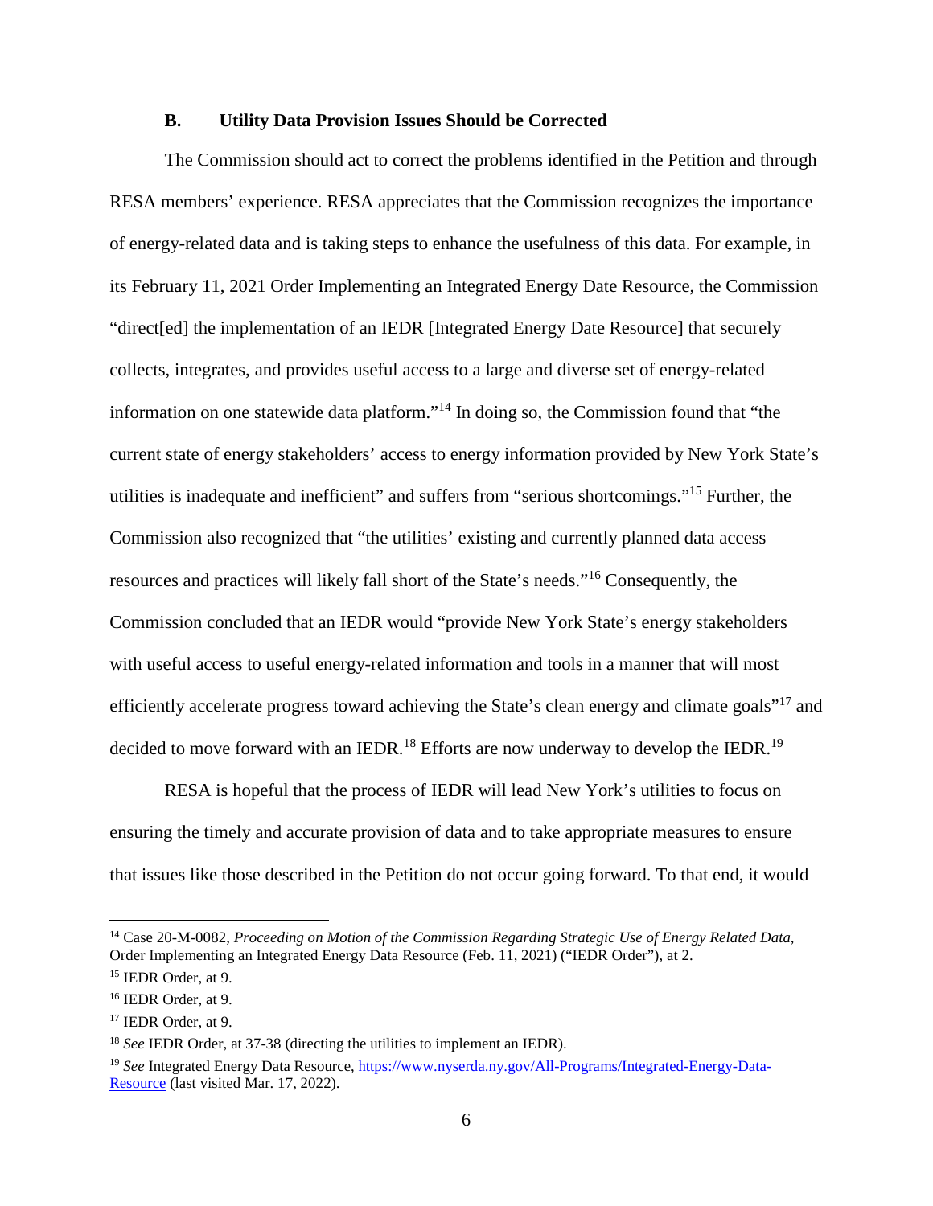### B. Utility Data Provision Issues Should be Corrected

The Commission should act to correct the problems identified in the Petition and through RESA members' experience. RESA appreciates that the Commission recognizes the importance of energy-related data and is taking steps to enhance the usefulness of this data. For example, in its February 11, 2021 Order Implementing an Integrated Energy Date Resource, the Commission "direct[ed] the implementation of an IEDR [Integrated Energy Date Resource] that securely collects, integrates, and provides useful access to a large and diverse set of energy-related information on one statewide data platform."[14] In doing so, the Commission found that "the current state of energy stakeholders' access to energy information provided by New York State's utilities is inadequate and inefficient" and suffers from "serious shortcomings."[15] Further, the Commission also recognized that "the utilities' existing and currently planned data access resources and practices will likely fall short of the State's needs."[16] Consequently, the Commission concluded that an IEDR would "provide New York State's energy stakeholders with useful access to useful energy-related information and tools in a manner that will most efficiently accelerate progress toward achieving the State's clean energy and climate goals"[17] and decided to move forward with an IEDR.[18] Efforts are now underway to develop the IEDR.[19]

RESA is hopeful that the process of IEDR will lead New York's utilities to focus on ensuring the timely and accurate provision of data and to take appropriate measures to ensure that issues like those described in the Petition do not occur going forward. To that end, it would

---

[14] Case 20-M-0082, *Proceeding on Motion of the Commission Regarding Strategic Use of Energy Related Data*, Order Implementing an Integrated Energy Data Resource (Feb. 11, 2021) ("IEDR Order"), at 2.

[15] IEDR Order, at 9.

[16] IEDR Order, at 9.

[17] IEDR Order, at 9.

[18] *See* IEDR Order, at 37-38 (directing the utilities to implement an IEDR).

[19] *See* Integrated Energy Data Resource, https://www.nyserda.ny.gov/All-Programs/Integrated-Energy-Data-Resource (last visited Mar. 17, 2022).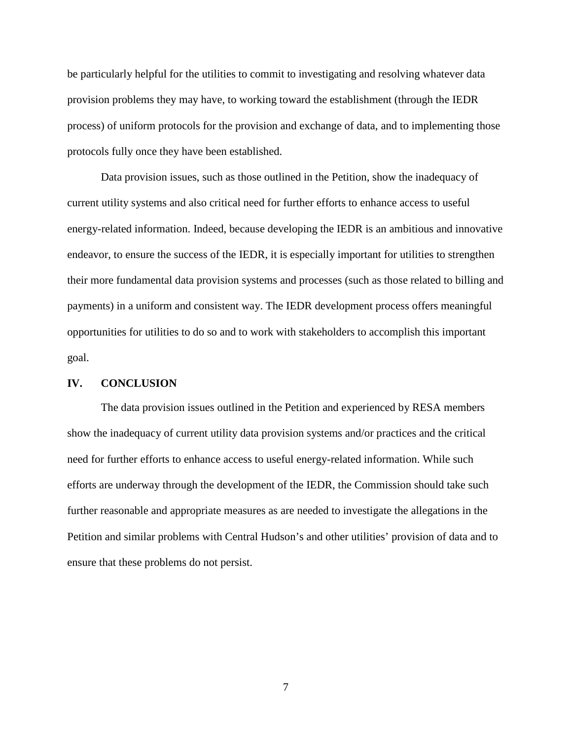be particularly helpful for the utilities to commit to investigating and resolving whatever data provision problems they may have, to working toward the establishment (through the IEDR process) of uniform protocols for the provision and exchange of data, and to implementing those protocols fully once they have been established.

Data provision issues, such as those outlined in the Petition, show the inadequacy of current utility systems and also critical need for further efforts to enhance access to useful energy-related information. Indeed, because developing the IEDR is an ambitious and innovative endeavor, to ensure the success of the IEDR, it is especially important for utilities to strengthen their more fundamental data provision systems and processes (such as those related to billing and payments) in a uniform and consistent way. The IEDR development process offers meaningful opportunities for utilities to do so and to work with stakeholders to accomplish this important goal.

## IV. CONCLUSION

The data provision issues outlined in the Petition and experienced by RESA members show the inadequacy of current utility data provision systems and/or practices and the critical need for further efforts to enhance access to useful energy-related information. While such efforts are underway through the development of the IEDR, the Commission should take such further reasonable and appropriate measures as are needed to investigate the allegations in the Petition and similar problems with Central Hudson's and other utilities' provision of data and to ensure that these problems do not persist.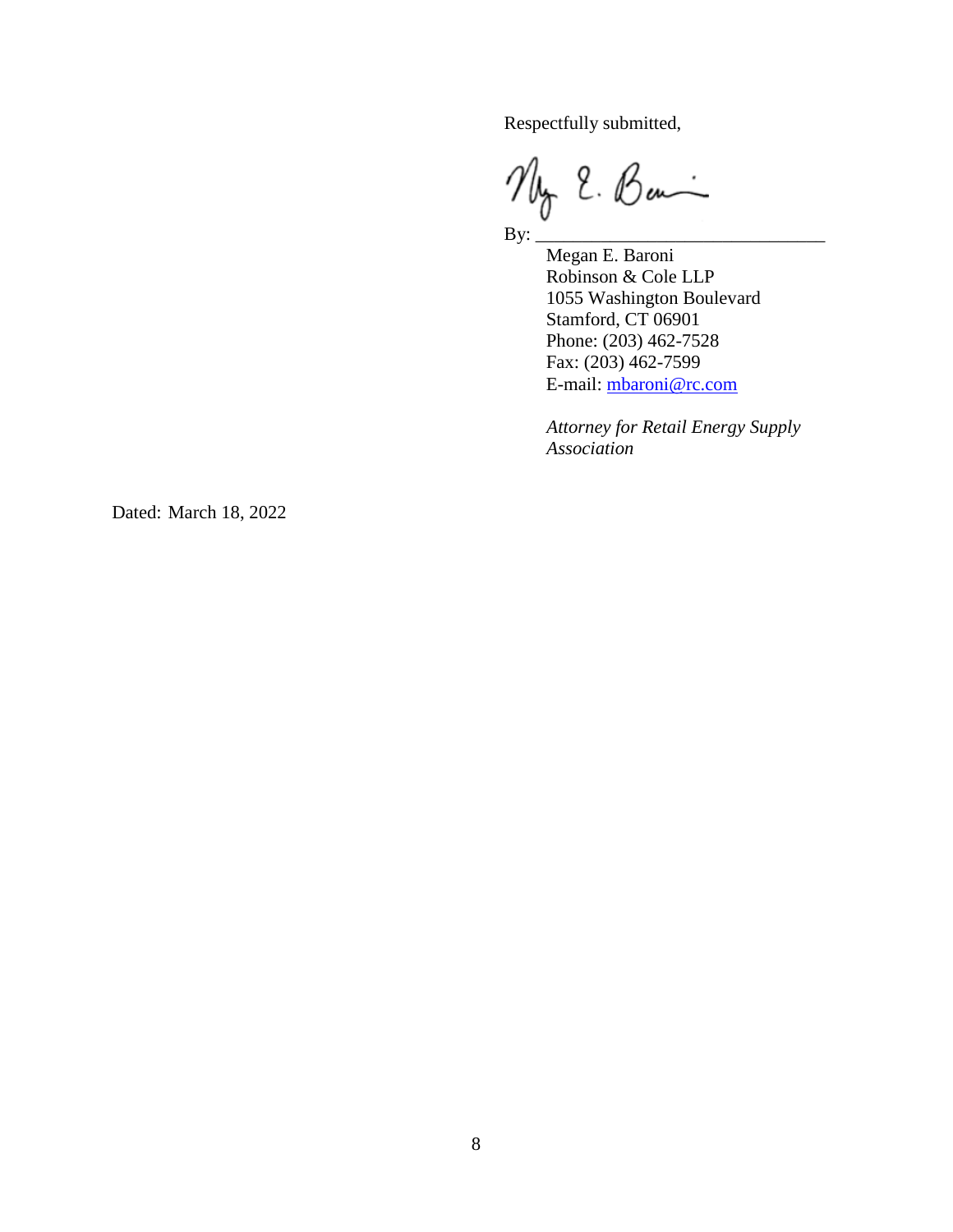Respectfully submitted,

By: _______________________________

Megan E. Baroni
Robinson & Cole LLP
1055 Washington Boulevard
Stamford, CT 06901
Phone: (203) 462-7528
Fax: (203) 462-7599
E-mail: mbaroni@rc.com

*Attorney for Retail Energy Supply Association*

Dated: March 18, 2022